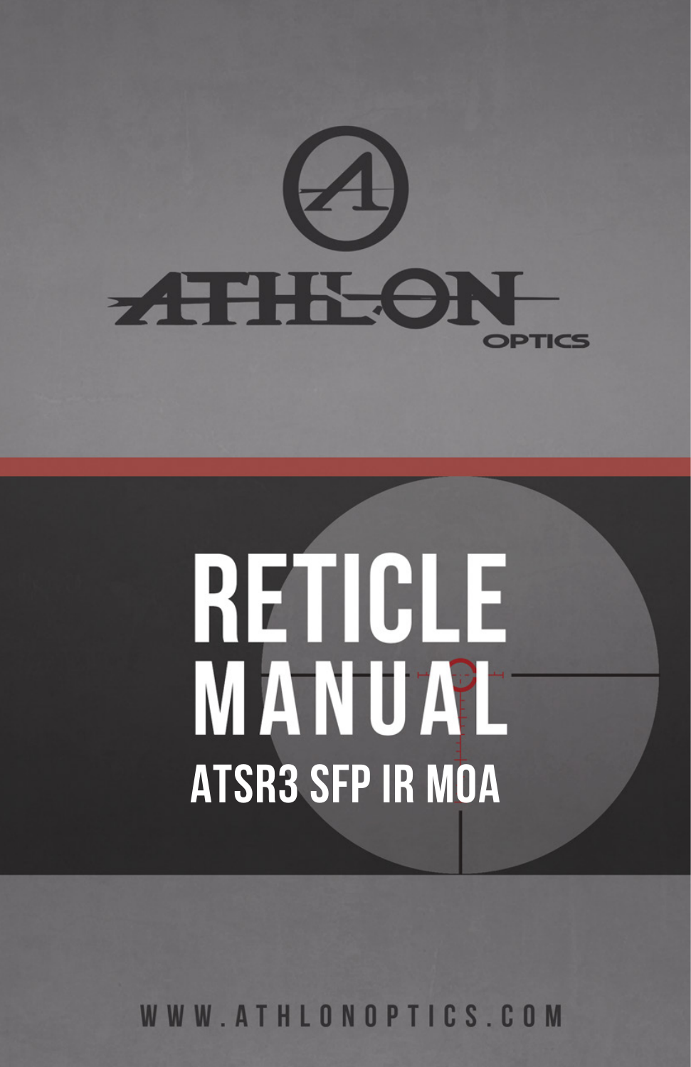ATHLON OPTICS

# RETICLE MANUAL

## ATSR3 SFP IR MOA

WWW.ATHLONOPTICS.COM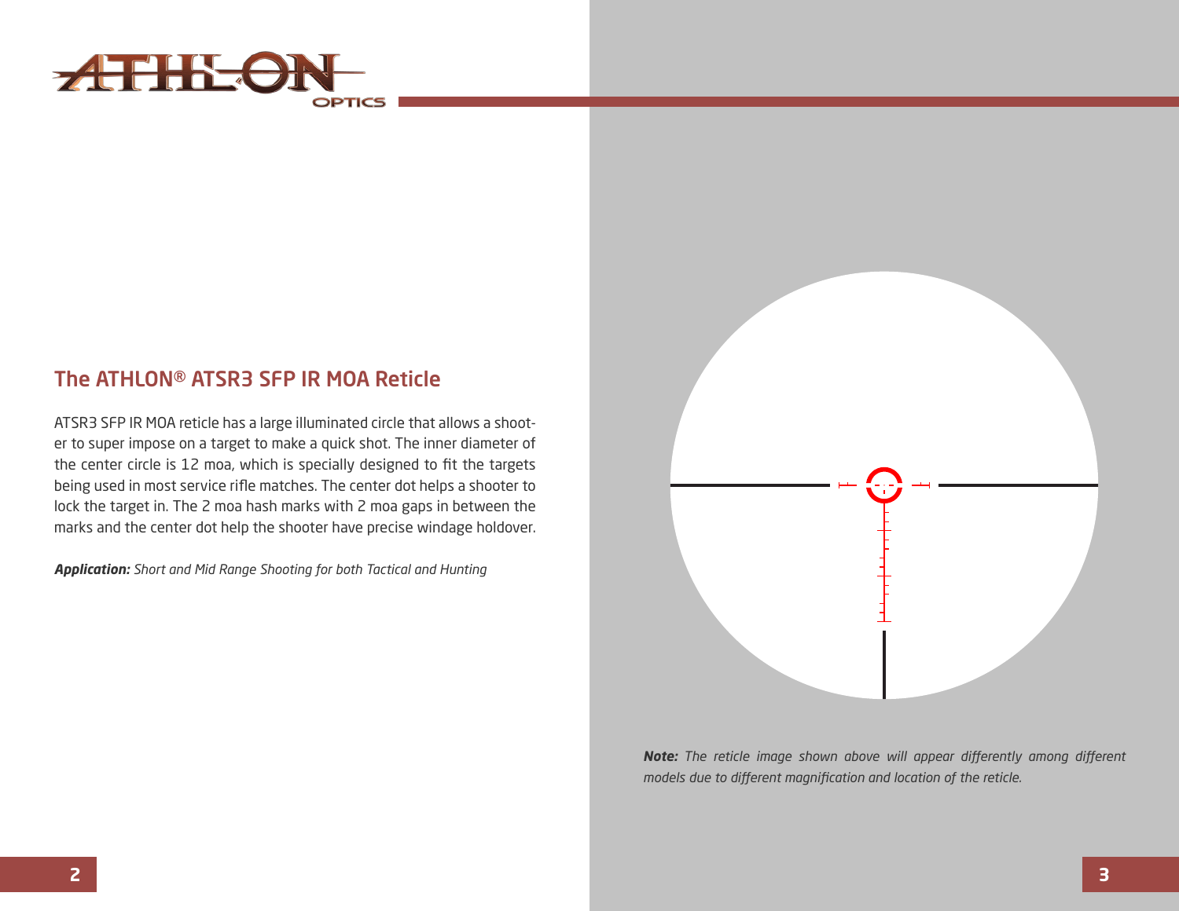## The ATHLON® ATSR3 SFP IR MOA Reticle

ATSR3 SFP IR MOA reticle has a large illuminated circle that allows a shooter to super impose on a target to make a quick shot. The inner diameter of the center circle is 12 moa, which is specially designed to fit the targets being used in most service rifle matches. The center dot helps a shooter to lock the target in. The 2 moa hash marks with 2 moa gaps in between the marks and the center dot help the shooter have precise windage holdover.

***Application:*** *Short and Mid Range Shooting for both Tactical and Hunting*

***Note:*** *The reticle image shown above will appear differently among different models due to different magnification and location of the reticle.*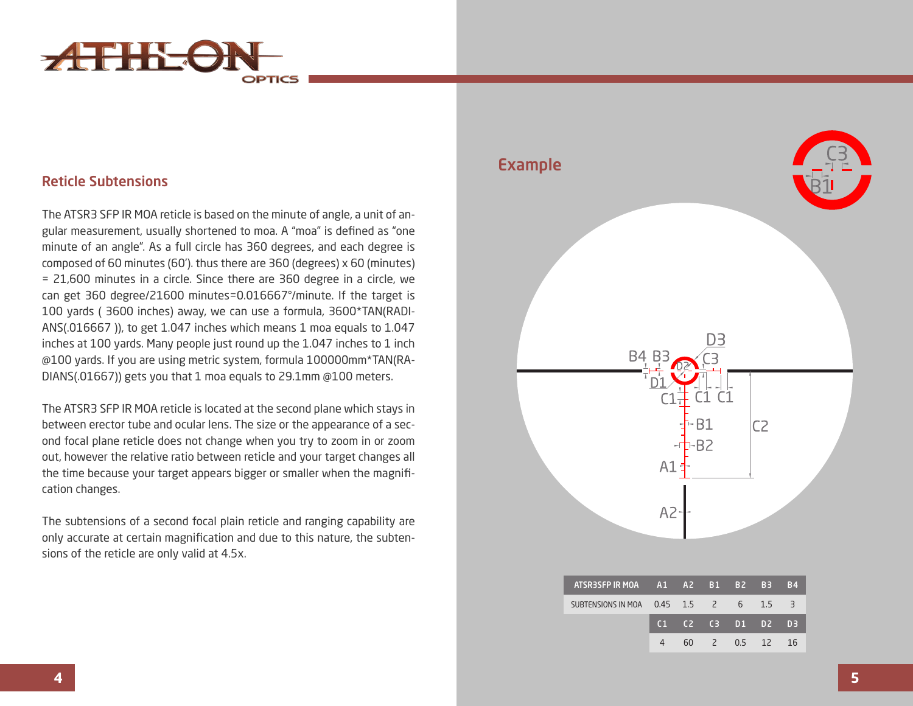## Reticle Subtensions

The ATSR3 SFP IR MOA reticle is based on the minute of angle, a unit of angular measurement, usually shortened to moa. A "moa" is defined as "one minute of an angle". As a full circle has 360 degrees, and each degree is composed of 60 minutes (60'). thus there are 360 (degrees) x 60 (minutes) = 21,600 minutes in a circle. Since there are 360 degree in a circle, we can get 360 degree/21600 minutes=0.016667°/minute. If the target is 100 yards ( 3600 inches) away, we can use a formula, 3600*TAN(RADIANS(.016667 )), to get 1.047 inches which means 1 moa equals to 1.047 inches at 100 yards. Many people just round up the 1.047 inches to 1 inch @100 yards. If you are using metric system, formula 100000mm*TAN(RADIANS(.01667)) gets you that 1 moa equals to 29.1mm @100 meters.

The ATSR3 SFP IR MOA reticle is located at the second plane which stays in between erector tube and ocular lens. The size or the appearance of a second focal plane reticle does not change when you try to zoom in or zoom out, however the relative ratio between reticle and your target changes all the time because your target appears bigger or smaller when the magnification changes.

The subtensions of a second focal plain reticle and ranging capability are only accurate at certain magnification and due to this nature, the subtensions of the reticle are only valid at 4.5x.

## Example

| ATSR3SFP IR MOA | A1 | A2 | B1 | B2 | B3 | B4 |
|---|---|---|---|---|---|---|
| SUBTENSIONS IN MOA | 0.45 | 1.5 | 2 | 6 | 1.5 | 3 |
| | C1 | C2 | C3 | D1 | D2 | D3 |
| | 4 | 60 | 2 | 0.5 | 12 | 16 |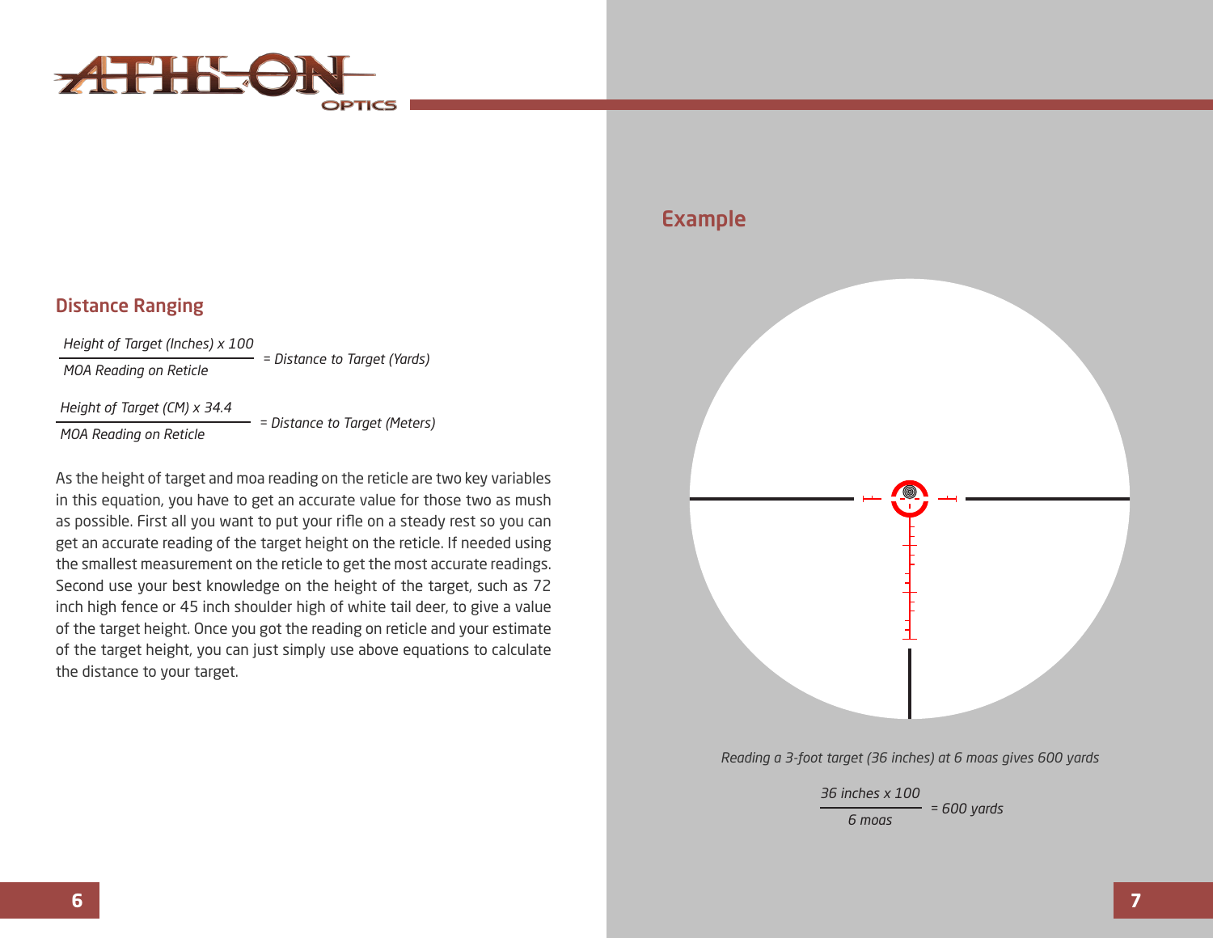## Distance Ranging

$$\frac{\text{Height of Target (Inches)} \times 100}{\text{MOA Reading on Reticle}} = \text{Distance to Target (Yards)}$$

$$\frac{\text{Height of Target (CM)} \times 34.4}{\text{MOA Reading on Reticle}} = \text{Distance to Target (Meters)}$$

As the height of target and moa reading on the reticle are two key variables in this equation, you have to get an accurate value for those two as mush as possible. First all you want to put your rifle on a steady rest so you can get an accurate reading of the target height on the reticle. If needed using the smallest measurement on the reticle to get the most accurate readings. Second use your best knowledge on the height of the target, such as 72 inch high fence or 45 inch shoulder high of white tail deer, to give a value of the target height. Once you got the reading on reticle and your estimate of the target height, you can just simply use above equations to calculate the distance to your target.

## Example

*Reading a 3-foot target (36 inches) at 6 moas gives 600 yards*

$$\frac{\text{36 inches} \times 100}{\text{6 moas}} = \text{600 yards}$$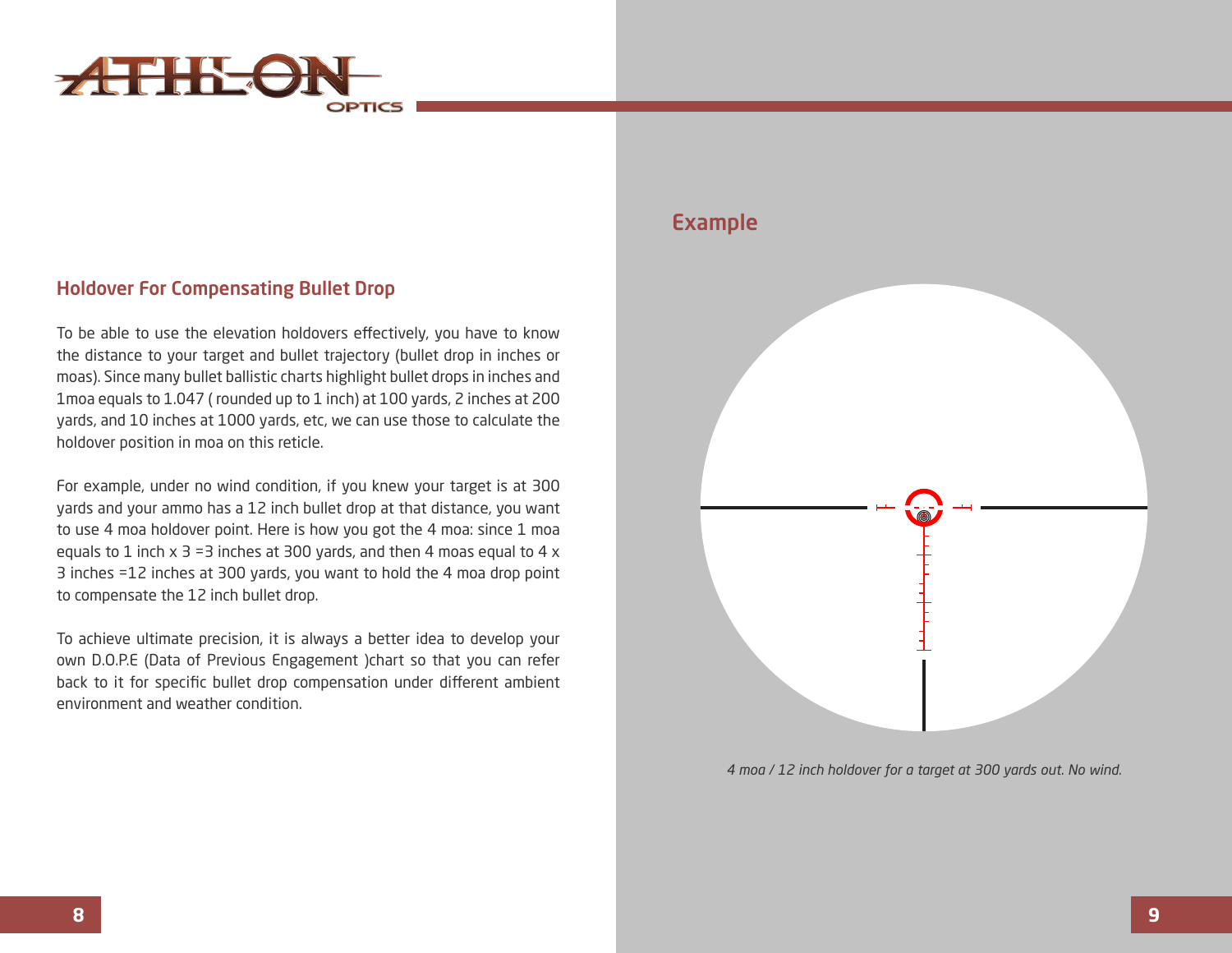## Holdover For Compensating Bullet Drop

To be able to use the elevation holdovers effectively, you have to know the distance to your target and bullet trajectory (bullet drop in inches or moas). Since many bullet ballistic charts highlight bullet drops in inches and 1moa equals to 1.047 ( rounded up to 1 inch) at 100 yards, 2 inches at 200 yards, and 10 inches at 1000 yards, etc, we can use those to calculate the holdover position in moa on this reticle.

For example, under no wind condition, if you knew your target is at 300 yards and your ammo has a 12 inch bullet drop at that distance, you want to use 4 moa holdover point. Here is how you got the 4 moa: since 1 moa equals to 1 inch x 3 =3 inches at 300 yards, and then 4 moas equal to 4 x 3 inches =12 inches at 300 yards, you want to hold the 4 moa drop point to compensate the 12 inch bullet drop.

To achieve ultimate precision, it is always a better idea to develop your own D.O.P.E (Data of Previous Engagement )chart so that you can refer back to it for specific bullet drop compensation under different ambient environment and weather condition.

## Example

*4 moa / 12 inch holdover for a target at 300 yards out. No wind.*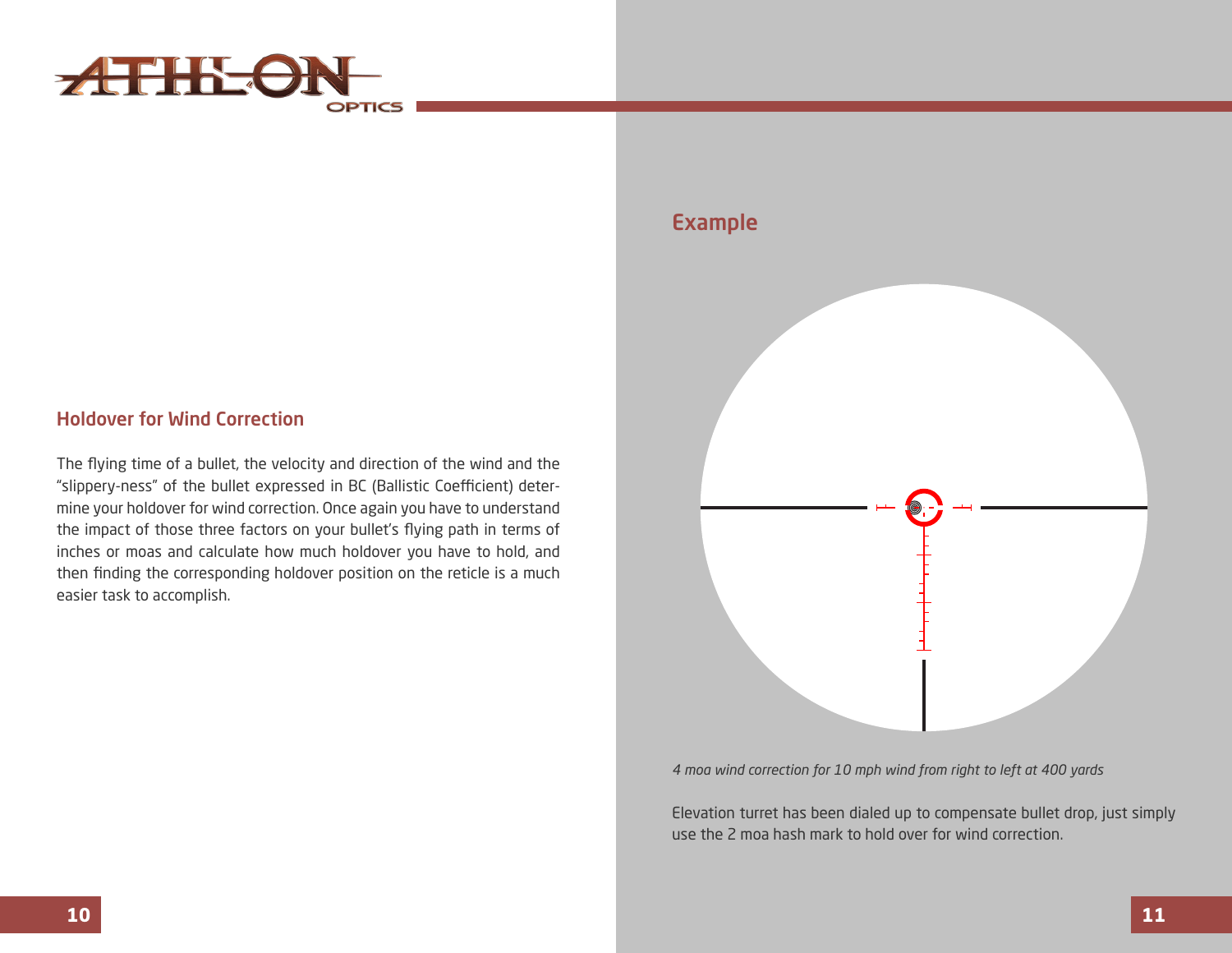## Holdover for Wind Correction

The flying time of a bullet, the velocity and direction of the wind and the "slippery-ness" of the bullet expressed in BC (Ballistic Coefficient) determine your holdover for wind correction. Once again you have to understand the impact of those three factors on your bullet's flying path in terms of inches or moas and calculate how much holdover you have to hold, and then finding the corresponding holdover position on the reticle is a much easier task to accomplish.

## Example

*4 moa wind correction for 10 mph wind from right to left at 400 yards*

Elevation turret has been dialed up to compensate bullet drop, just simply use the 2 moa hash mark to hold over for wind correction.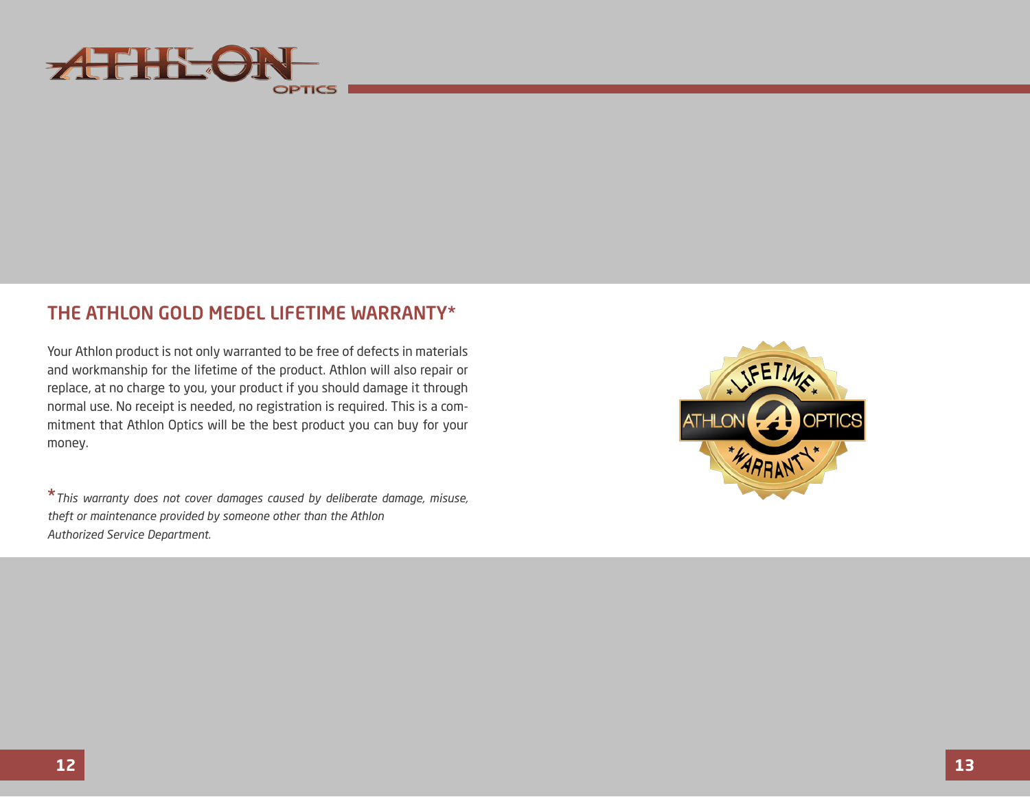## THE ATHLON GOLD MEDEL LIFETIME WARRANTY*

Your Athlon product is not only warranted to be free of defects in materials and workmanship for the lifetime of the product. Athlon will also repair or replace, at no charge to you, your product if you should damage it through normal use. No receipt is needed, no registration is required. This is a commitment that Athlon Optics will be the best product you can buy for your money.

**\*** *This warranty does not cover damages caused by deliberate damage, misuse, theft or maintenance provided by someone other than the Athlon Authorized Service Department.*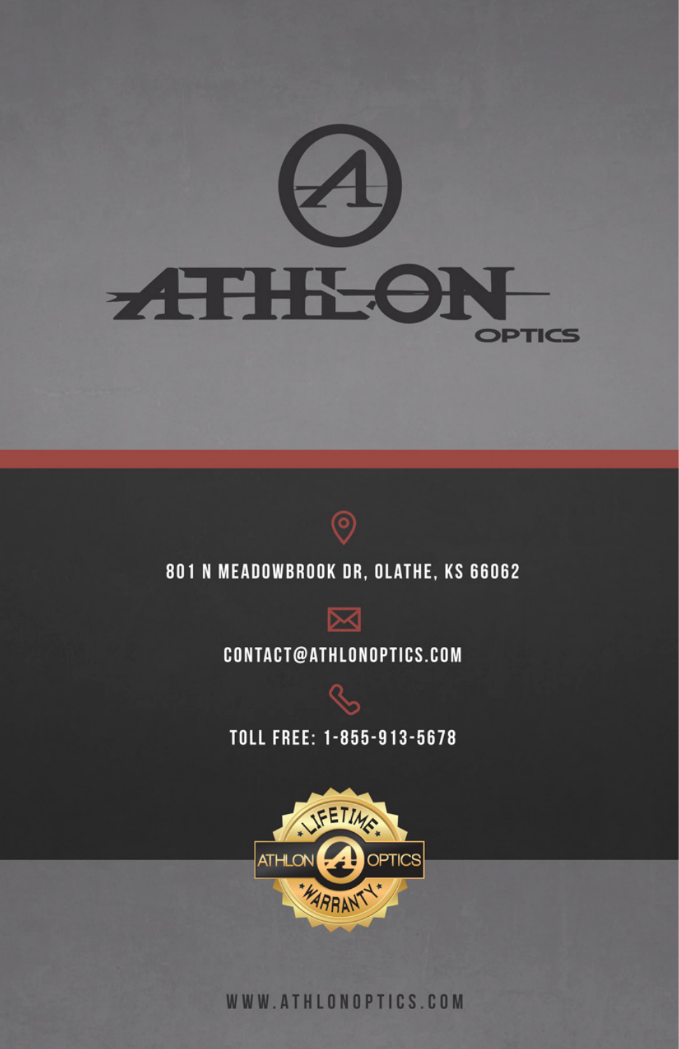ATHLON

OPTICS

801 N MEADOWBROOK DR, OLATHE, KS 66062

CONTACT@ATHLONOPTICS.COM

TOLL FREE: 1-855-913-5678

LIFETIME WARRANTY

ATHLON OPTICS

WWW.ATHLONOPTICS.COM